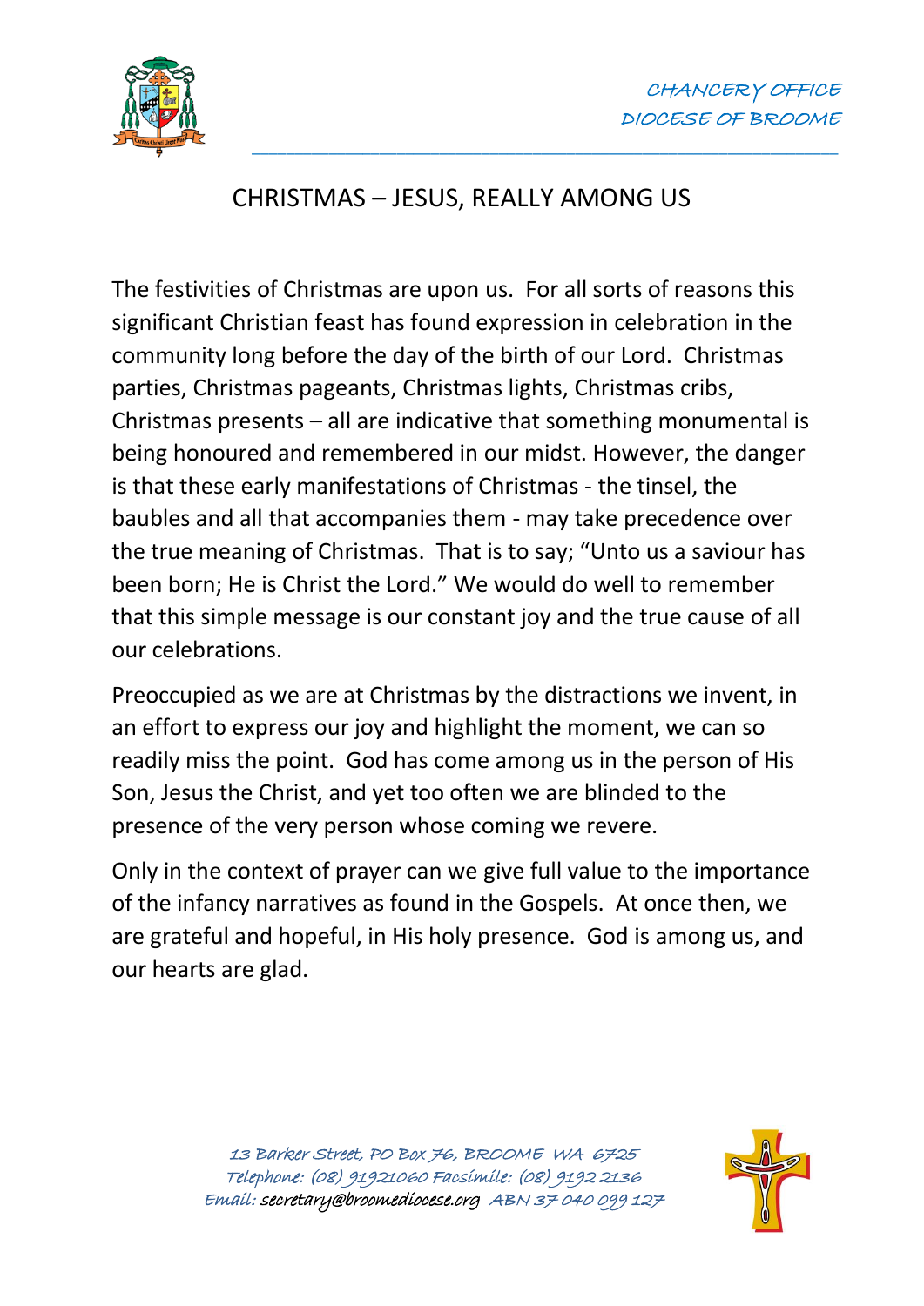CHANCERY OFFICE
DIOCESE OF BROOME

# CHRISTMAS – JESUS, REALLY AMONG US

The festivities of Christmas are upon us. For all sorts of reasons this significant Christian feast has found expression in celebration in the community long before the day of the birth of our Lord. Christmas parties, Christmas pageants, Christmas lights, Christmas cribs, Christmas presents – all are indicative that something monumental is being honoured and remembered in our midst. However, the danger is that these early manifestations of Christmas - the tinsel, the baubles and all that accompanies them - may take precedence over the true meaning of Christmas. That is to say; "Unto us a saviour has been born; He is Christ the Lord." We would do well to remember that this simple message is our constant joy and the true cause of all our celebrations.

Preoccupied as we are at Christmas by the distractions we invent, in an effort to express our joy and highlight the moment, we can so readily miss the point. God has come among us in the person of His Son, Jesus the Christ, and yet too often we are blinded to the presence of the very person whose coming we revere.

Only in the context of prayer can we give full value to the importance of the infancy narratives as found in the Gospels. At once then, we are grateful and hopeful, in His holy presence. God is among us, and our hearts are glad.

13 Barker Street, PO Box 76, BROOME WA 6725
Telephone: (08) 91921060 Facsimile: (08) 9192 2136
Email: secretary@broomediocese.org ABN 37 040 099 127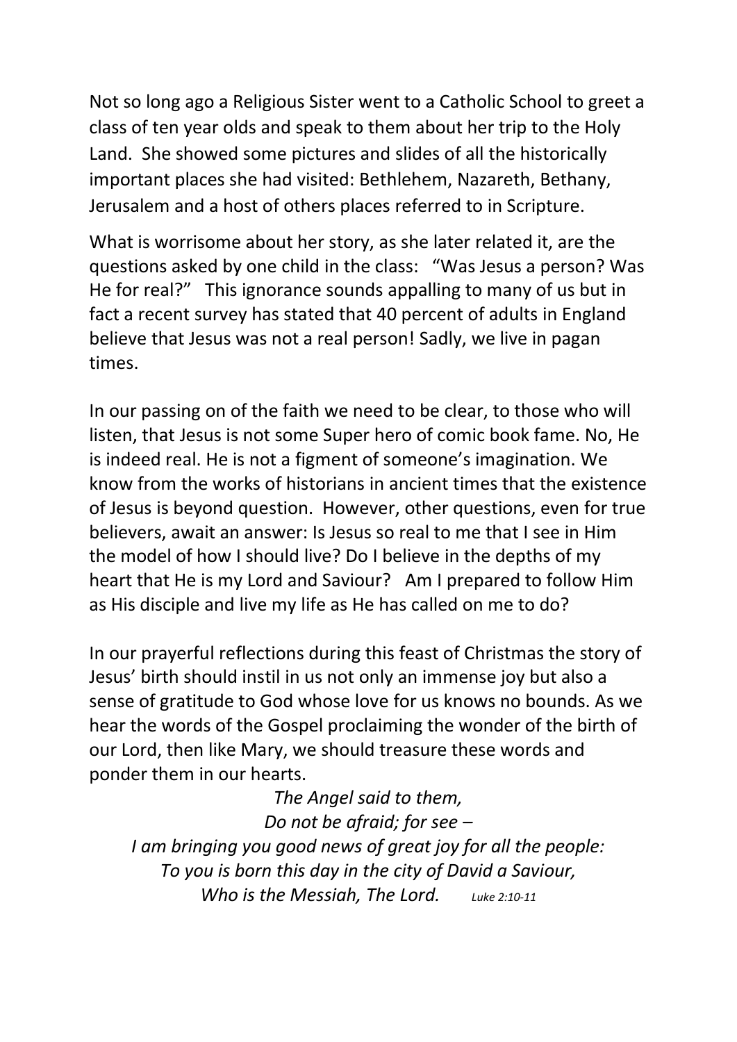Not so long ago a Religious Sister went to a Catholic School to greet a class of ten year olds and speak to them about her trip to the Holy Land. She showed some pictures and slides of all the historically important places she had visited: Bethlehem, Nazareth, Bethany, Jerusalem and a host of others places referred to in Scripture.

What is worrisome about her story, as she later related it, are the questions asked by one child in the class: "Was Jesus a person? Was He for real?" This ignorance sounds appalling to many of us but in fact a recent survey has stated that 40 percent of adults in England believe that Jesus was not a real person! Sadly, we live in pagan times.

In our passing on of the faith we need to be clear, to those who will listen, that Jesus is not some Super hero of comic book fame. No, He is indeed real. He is not a figment of someone's imagination. We know from the works of historians in ancient times that the existence of Jesus is beyond question. However, other questions, even for true believers, await an answer: Is Jesus so real to me that I see in Him the model of how I should live? Do I believe in the depths of my heart that He is my Lord and Saviour? Am I prepared to follow Him as His disciple and live my life as He has called on me to do?

In our prayerful reflections during this feast of Christmas the story of Jesus' birth should instil in us not only an immense joy but also a sense of gratitude to God whose love for us knows no bounds. As we hear the words of the Gospel proclaiming the wonder of the birth of our Lord, then like Mary, we should treasure these words and ponder them in our hearts.

*The Angel said to them,*
*Do not be afraid; for see –*
*I am bringing you good news of great joy for all the people:*
*To you is born this day in the city of David a Saviour,*
*Who is the Messiah, The Lord.* *Luke 2:10-11*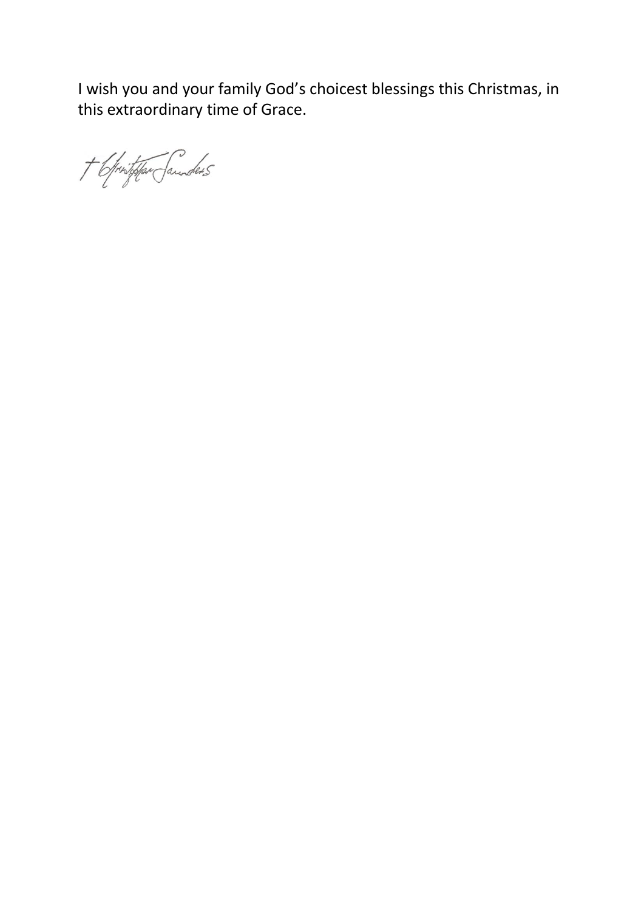I wish you and your family God's choicest blessings this Christmas, in this extraordinary time of Grace.

+ Christopher Saunders